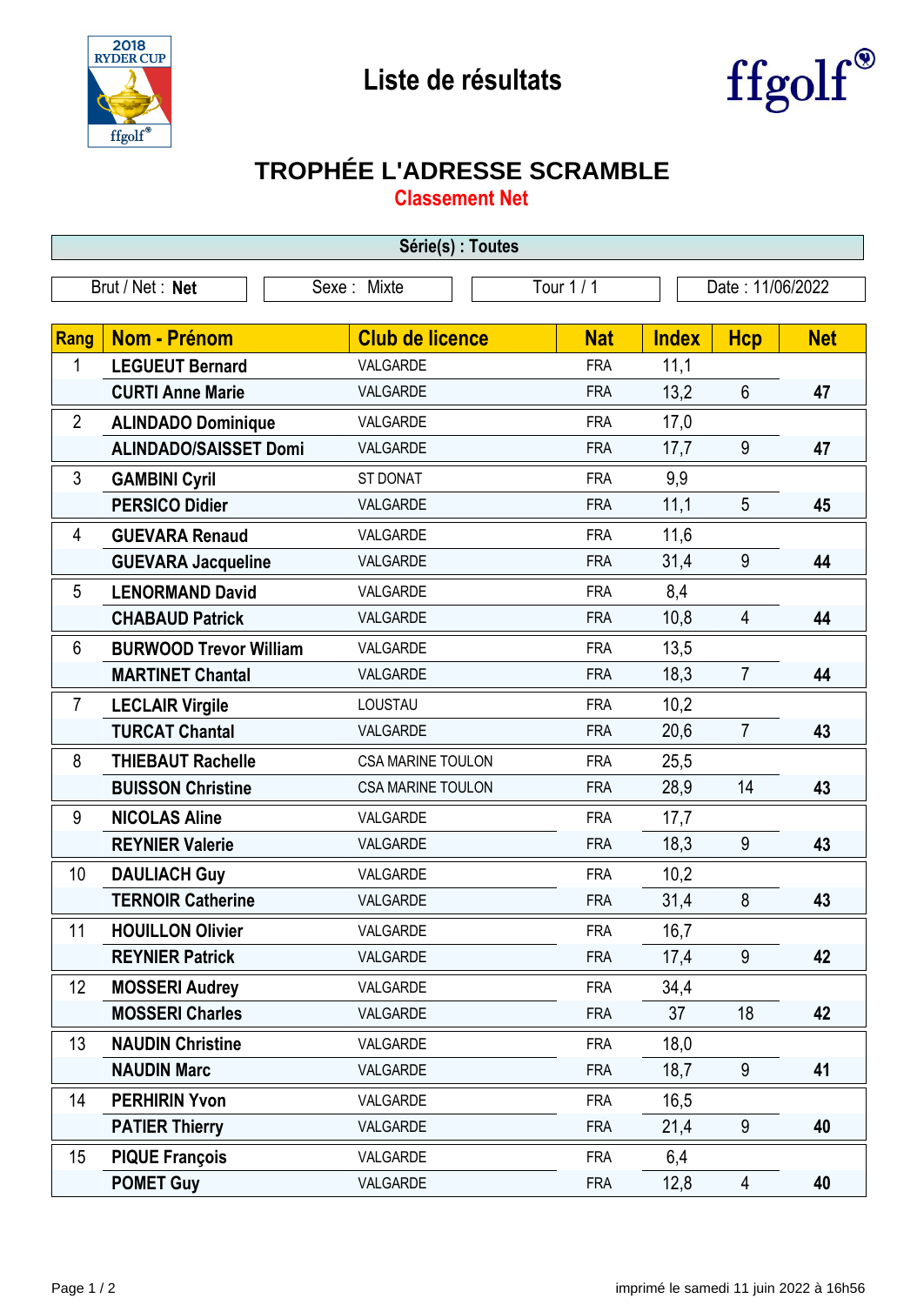# Liste de résultats

## TROPHÉE L'ADRESSE SCRAMBLE

### Classement Net

**Série(s) : Toutes**

| Brut / Net : **Net** | Sexe : Mixte | Tour 1 / 1 | Date : 11/06/2022 |
|---|---|---|---|

| Rang | Nom - Prénom | Club de licence | Nat | Index | Hcp | Net |
|---|---|---|---|---|---|---|
| 1 | **LEGUEUT Bernard** | VALGARDE | FRA | 11,1 | | |
| | **CURTI Anne Marie** | VALGARDE | FRA | 13,2 | 6 | **47** |
| 2 | **ALINDADO Dominique** | VALGARDE | FRA | 17,0 | | |
| | **ALINDADO/SAISSET Domi** | VALGARDE | FRA | 17,7 | 9 | **47** |
| 3 | **GAMBINI Cyril** | ST DONAT | FRA | 9,9 | | |
| | **PERSICO Didier** | VALGARDE | FRA | 11,1 | 5 | **45** |
| 4 | **GUEVARA Renaud** | VALGARDE | FRA | 11,6 | | |
| | **GUEVARA Jacqueline** | VALGARDE | FRA | 31,4 | 9 | **44** |
| 5 | **LENORMAND David** | VALGARDE | FRA | 8,4 | | |
| | **CHABAUD Patrick** | VALGARDE | FRA | 10,8 | 4 | **44** |
| 6 | **BURWOOD Trevor William** | VALGARDE | FRA | 13,5 | | |
| | **MARTINET Chantal** | VALGARDE | FRA | 18,3 | 7 | **44** |
| 7 | **LECLAIR Virgile** | LOUSTAU | FRA | 10,2 | | |
| | **TURCAT Chantal** | VALGARDE | FRA | 20,6 | 7 | **43** |
| 8 | **THIEBAUT Rachelle** | CSA MARINE TOULON | FRA | 25,5 | | |
| | **BUISSON Christine** | CSA MARINE TOULON | FRA | 28,9 | 14 | **43** |
| 9 | **NICOLAS Aline** | VALGARDE | FRA | 17,7 | | |
| | **REYNIER Valerie** | VALGARDE | FRA | 18,3 | 9 | **43** |
| 10 | **DAULIACH Guy** | VALGARDE | FRA | 10,2 | | |
| | **TERNOIR Catherine** | VALGARDE | FRA | 31,4 | 8 | **43** |
| 11 | **HOUILLON Olivier** | VALGARDE | FRA | 16,7 | | |
| | **REYNIER Patrick** | VALGARDE | FRA | 17,4 | 9 | **42** |
| 12 | **MOSSERI Audrey** | VALGARDE | FRA | 34,4 | | |
| | **MOSSERI Charles** | VALGARDE | FRA | 37 | 18 | **42** |
| 13 | **NAUDIN Christine** | VALGARDE | FRA | 18,0 | | |
| | **NAUDIN Marc** | VALGARDE | FRA | 18,7 | 9 | **41** |
| 14 | **PERHIRIN Yvon** | VALGARDE | FRA | 16,5 | | |
| | **PATIER Thierry** | VALGARDE | FRA | 21,4 | 9 | **40** |
| 15 | **PIQUE François** | VALGARDE | FRA | 6,4 | | |
| | **POMET Guy** | VALGARDE | FRA | 12,8 | 4 | **40** |

imprimé le samedi 11 juin 2022 à 16h56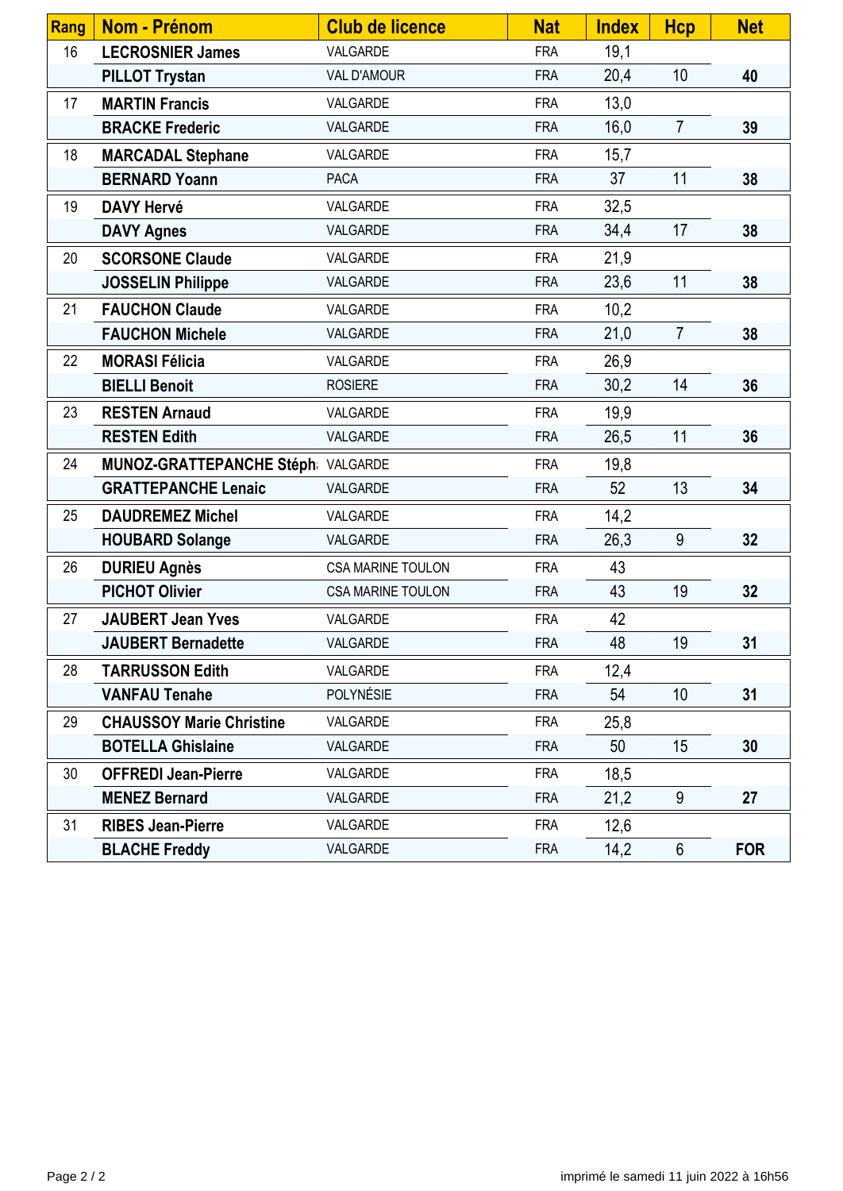| Rang | Nom - Prénom | Club de licence | Nat | Index | Hcp | Net |
|---|---|---|---|---|---|---|
| 16 | **LECROSNIER James** | VALGARDE | FRA | 19,1 | | |
| | **PILLOT Trystan** | VAL D'AMOUR | FRA | 20,4 | 10 | **40** |
| 17 | **MARTIN Francis** | VALGARDE | FRA | 13,0 | | |
| | **BRACKE Frederic** | VALGARDE | FRA | 16,0 | 7 | **39** |
| 18 | **MARCADAL Stephane** | VALGARDE | FRA | 15,7 | | |
| | **BERNARD Yoann** | PACA | FRA | 37 | 11 | **38** |
| 19 | **DAVY Hervé** | VALGARDE | FRA | 32,5 | | |
| | **DAVY Agnes** | VALGARDE | FRA | 34,4 | 17 | **38** |
| 20 | **SCORSONE Claude** | VALGARDE | FRA | 21,9 | | |
| | **JOSSELIN Philippe** | VALGARDE | FRA | 23,6 | 11 | **38** |
| 21 | **FAUCHON Claude** | VALGARDE | FRA | 10,2 | | |
| | **FAUCHON Michele** | VALGARDE | FRA | 21,0 | 7 | **38** |
| 22 | **MORASI Félicia** | VALGARDE | FRA | 26,9 | | |
| | **BIELLI Benoit** | ROSIERE | FRA | 30,2 | 14 | **36** |
| 23 | **RESTEN Arnaud** | VALGARDE | FRA | 19,9 | | |
| | **RESTEN Edith** | VALGARDE | FRA | 26,5 | 11 | **36** |
| 24 | **MUNOZ-GRATTEPANCHE Stéph** | VALGARDE | FRA | 19,8 | | |
| | **GRATTEPANCHE Lenaic** | VALGARDE | FRA | 52 | 13 | **34** |
| 25 | **DAUDREMEZ Michel** | VALGARDE | FRA | 14,2 | | |
| | **HOUBARD Solange** | VALGARDE | FRA | 26,3 | 9 | **32** |
| 26 | **DURIEU Agnès** | CSA MARINE TOULON | FRA | 43 | | |
| | **PICHOT Olivier** | CSA MARINE TOULON | FRA | 43 | 19 | **32** |
| 27 | **JAUBERT Jean Yves** | VALGARDE | FRA | 42 | | |
| | **JAUBERT Bernadette** | VALGARDE | FRA | 48 | 19 | **31** |
| 28 | **TARRUSSON Edith** | VALGARDE | FRA | 12,4 | | |
| | **VANFAU Tenahe** | POLYNÉSIE | FRA | 54 | 10 | **31** |
| 29 | **CHAUSSOY Marie Christine** | VALGARDE | FRA | 25,8 | | |
| | **BOTELLA Ghislaine** | VALGARDE | FRA | 50 | 15 | **30** |
| 30 | **OFFREDI Jean-Pierre** | VALGARDE | FRA | 18,5 | | |
| | **MENEZ Bernard** | VALGARDE | FRA | 21,2 | 9 | **27** |
| 31 | **RIBES Jean-Pierre** | VALGARDE | FRA | 12,6 | | |
| | **BLACHE Freddy** | VALGARDE | FRA | 14,2 | 6 | **FOR** |

imprimé le samedi 11 juin 2022 à 16h56